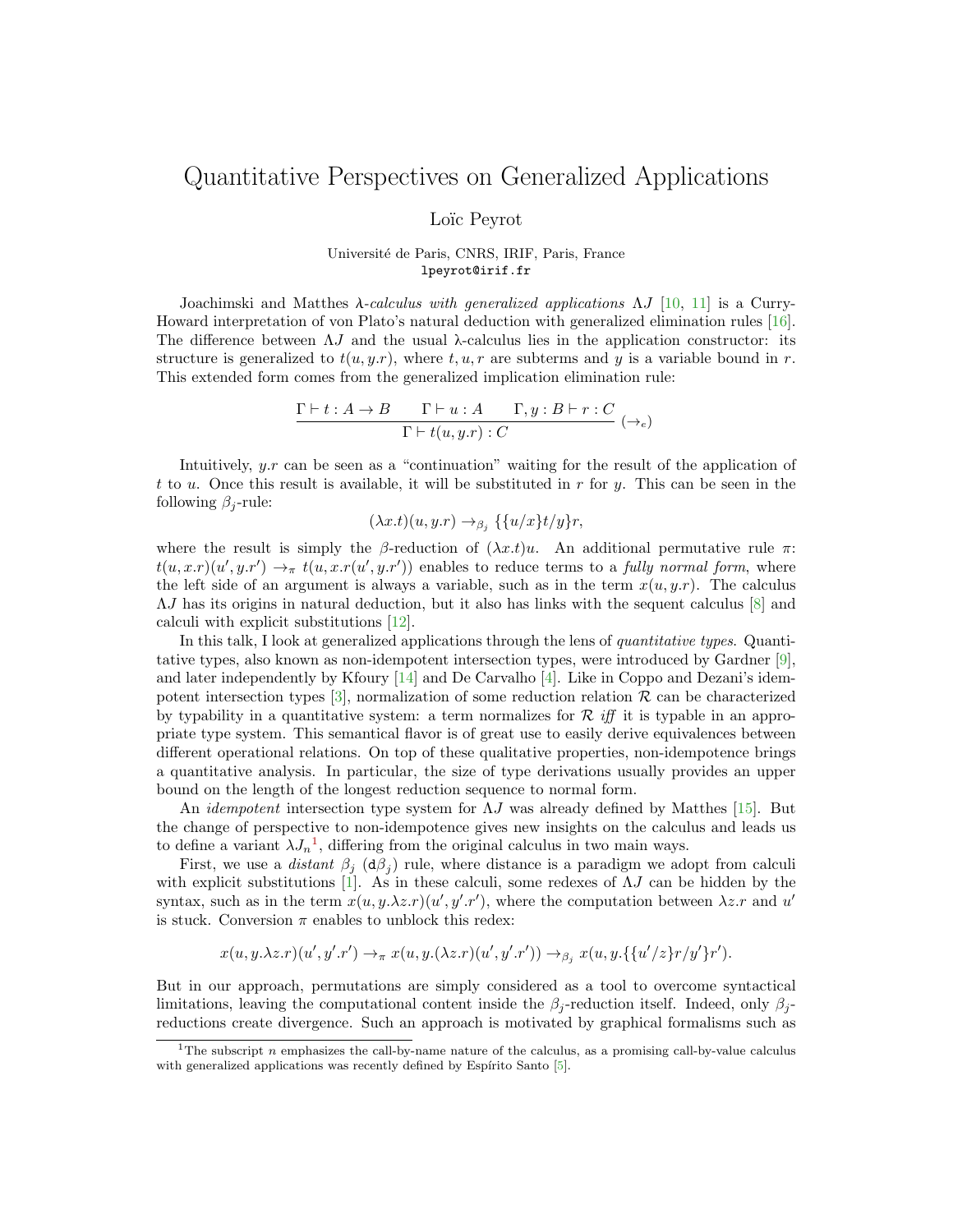# Quantitative Perspectives on Generalized Applications

Loïc Peyrot

Université de Paris, CNRS, IRIF, Paris, France
lpeyrot@irif.fr

Joachimski and Matthes *λ-calculus with generalized applications* $\Lambda J$ [10, 11] is a Curry-Howard interpretation of von Plato's natural deduction with generalized elimination rules [16]. The difference between $\Lambda J$ and the usual λ-calculus lies in the application constructor: its structure is generalized to $t(u, y.r)$, where $t, u, r$ are subterms and $y$ is a variable bound in $r$. This extended form comes from the generalized implication elimination rule:

$$\frac{\Gamma \vdash t : A \to B \qquad \Gamma \vdash u : A \qquad \Gamma, y : B \vdash r : C}{\Gamma \vdash t(u, y.r) : C} \ (\to_e)$$

Intuitively, $y.r$ can be seen as a "continuation" waiting for the result of the application of $t$ to $u$. Once this result is available, it will be substituted in $r$ for $y$. This can be seen in the following $\beta_j$-rule:

$$(\lambda x.t)(u, y.r) \to_{\beta_j} \{\{u/x\}t/y\}r,$$

where the result is simply the $\beta$-reduction of $(\lambda x.t)u$. An additional permutative rule $\pi$: $t(u, x.r)(u', y.r') \to_\pi t(u, x.r(u', y.r'))$ enables to reduce terms to a *fully normal form*, where the left side of an argument is always a variable, such as in the term $x(u, y.r)$. The calculus $\Lambda J$ has its origins in natural deduction, but it also has links with the sequent calculus [8] and calculi with explicit substitutions [12].

In this talk, I look at generalized applications through the lens of *quantitative types*. Quantitative types, also known as non-idempotent intersection types, were introduced by Gardner [9], and later independently by Kfoury [14] and De Carvalho [4]. Like in Coppo and Dezani's idempotent intersection types [3], normalization of some reduction relation $\mathcal{R}$ can be characterized by typability in a quantitative system: a term normalizes for $\mathcal{R}$ *iff* it is typable in an appropriate type system. This semantical flavor is of great use to easily derive equivalences between different operational relations. On top of these qualitative properties, non-idempotence brings a quantitative analysis. In particular, the size of type derivations usually provides an upper bound on the length of the longest reduction sequence to normal form.

An *idempotent* intersection type system for $\Lambda J$ was already defined by Matthes [15]. But the change of perspective to non-idempotence gives new insights on the calculus and leads us to define a variant $\lambda J_n$[1], differing from the original calculus in two main ways.

First, we use a *distant* $\beta_j$ ($\mathtt{d}\beta_j$) rule, where distance is a paradigm we adopt from calculi with explicit substitutions [1]. As in these calculi, some redexes of $\Lambda J$ can be hidden by the syntax, such as in the term $x(u, y.\lambda z.r)(u', y'.r')$, where the computation between $\lambda z.r$ and $u'$ is stuck. Conversion $\pi$ enables to unblock this redex:

$$x(u, y.\lambda z.r)(u', y'.r') \to_\pi x(u, y.(\lambda z.r)(u', y'.r')) \to_{\beta_j} x(u, y.\{\{u'/z\}r/y'\}r').$$

But in our approach, permutations are simply considered as a tool to overcome syntactical limitations, leaving the computational content inside the $\beta_j$-reduction itself. Indeed, only $\beta_j$-reductions create divergence. Such an approach is motivated by graphical formalisms such as

[1] The subscript $n$ emphasizes the call-by-name nature of the calculus, as a promising call-by-value calculus with generalized applications was recently defined by Espírito Santo [5].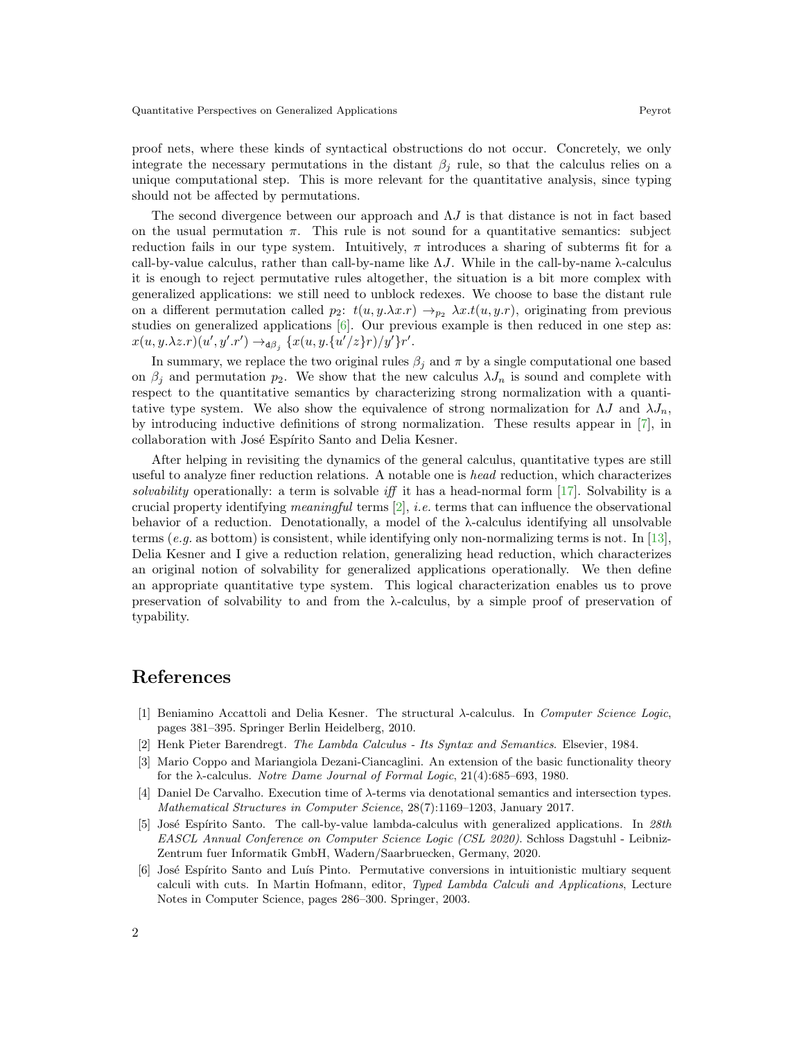proof nets, where these kinds of syntactical obstructions do not occur. Concretely, we only integrate the necessary permutations in the distant $\beta_j$ rule, so that the calculus relies on a unique computational step. This is more relevant for the quantitative analysis, since typing should not be affected by permutations.

The second divergence between our approach and $\Lambda J$ is that distance is not in fact based on the usual permutation $\pi$. This rule is not sound for a quantitative semantics: subject reduction fails in our type system. Intuitively, $\pi$ introduces a sharing of subterms fit for a call-by-value calculus, rather than call-by-name like $\Lambda J$. While in the call-by-name λ-calculus it is enough to reject permutative rules altogether, the situation is a bit more complex with generalized applications: we still need to unblock redexes. We choose to base the distant rule on a different permutation called $p_2$: $t(u, y.\lambda x.r) \to_{p_2} \lambda x.t(u, y.r)$, originating from previous studies on generalized applications [6]. Our previous example is then reduced in one step as: $x(u, y.\lambda z.r)(u', y'.r') \to_{\mathtt{d}\beta_j} \{x(u, y.\{u'/z\}r)/y'\}r'$.

In summary, we replace the two original rules $\beta_j$ and $\pi$ by a single computational one based on $\beta_j$ and permutation $p_2$. We show that the new calculus $\lambda J_n$ is sound and complete with respect to the quantitative semantics by characterizing strong normalization with a quantitative type system. We also show the equivalence of strong normalization for $\Lambda J$ and $\lambda J_n$, by introducing inductive definitions of strong normalization. These results appear in [7], in collaboration with José Espírito Santo and Delia Kesner.

After helping in revisiting the dynamics of the general calculus, quantitative types are still useful to analyze finer reduction relations. A notable one is *head* reduction, which characterizes *solvability* operationally: a term is solvable *iff* it has a head-normal form [17]. Solvability is a crucial property identifying *meaningful* terms [2], *i.e.* terms that can influence the observational behavior of a reduction. Denotationally, a model of the λ-calculus identifying all unsolvable terms (*e.g.* as bottom) is consistent, while identifying only non-normalizing terms is not. In [13], Delia Kesner and I give a reduction relation, generalizing head reduction, which characterizes an original notion of solvability for generalized applications operationally. We then define an appropriate quantitative type system. This logical characterization enables us to prove preservation of solvability to and from the λ-calculus, by a simple proof of preservation of typability.

# References

[1] Beniamino Accattoli and Delia Kesner. The structural λ-calculus. In *Computer Science Logic*, pages 381–395. Springer Berlin Heidelberg, 2010.

[2] Henk Pieter Barendregt. *The Lambda Calculus - Its Syntax and Semantics*. Elsevier, 1984.

[3] Mario Coppo and Mariangiola Dezani-Ciancaglini. An extension of the basic functionality theory for the λ-calculus. *Notre Dame Journal of Formal Logic*, 21(4):685–693, 1980.

[4] Daniel De Carvalho. Execution time of λ-terms via denotational semantics and intersection types. *Mathematical Structures in Computer Science*, 28(7):1169–1203, January 2017.

[5] José Espírito Santo. The call-by-value lambda-calculus with generalized applications. In *28th EASCL Annual Conference on Computer Science Logic (CSL 2020)*. Schloss Dagstuhl - Leibniz-Zentrum fuer Informatik GmbH, Wadern/Saarbruecken, Germany, 2020.

[6] José Espírito Santo and Luís Pinto. Permutative conversions in intuitionistic multiary sequent calculi with cuts. In Martin Hofmann, editor, *Typed Lambda Calculi and Applications*, Lecture Notes in Computer Science, pages 286–300. Springer, 2003.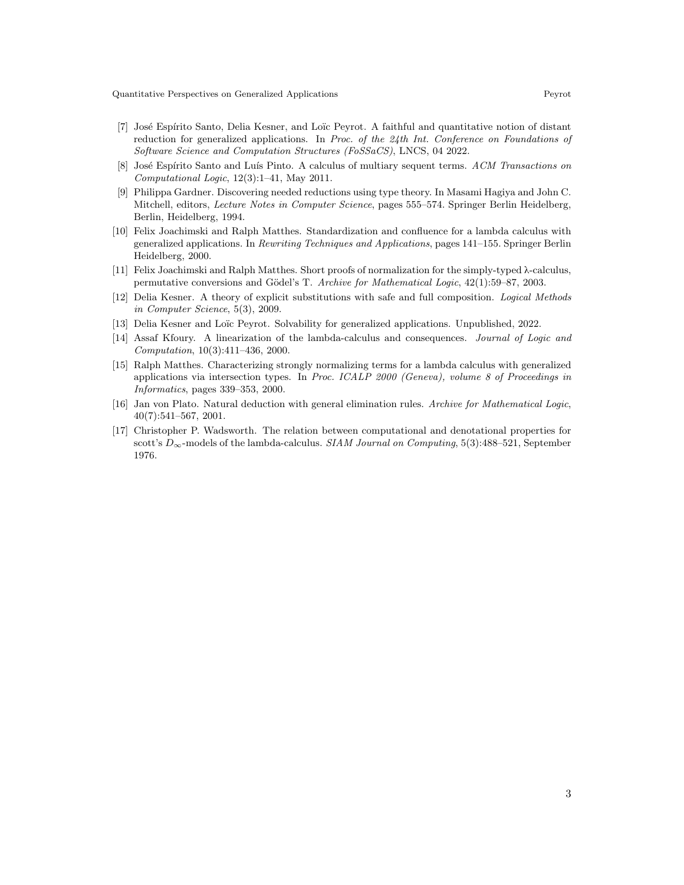[7] José Espírito Santo, Delia Kesner, and Loïc Peyrot. A faithful and quantitative notion of distant reduction for generalized applications. In *Proc. of the 24th Int. Conference on Foundations of Software Science and Computation Structures (FoSSaCS)*, LNCS, 04 2022.

[8] José Espírito Santo and Luís Pinto. A calculus of multiary sequent terms. *ACM Transactions on Computational Logic*, 12(3):1–41, May 2011.

[9] Philippa Gardner. Discovering needed reductions using type theory. In Masami Hagiya and John C. Mitchell, editors, *Lecture Notes in Computer Science*, pages 555–574. Springer Berlin Heidelberg, Berlin, Heidelberg, 1994.

[10] Felix Joachimski and Ralph Matthes. Standardization and confluence for a lambda calculus with generalized applications. In *Rewriting Techniques and Applications*, pages 141–155. Springer Berlin Heidelberg, 2000.

[11] Felix Joachimski and Ralph Matthes. Short proofs of normalization for the simply-typed λ-calculus, permutative conversions and Gödel's T. *Archive for Mathematical Logic*, 42(1):59–87, 2003.

[12] Delia Kesner. A theory of explicit substitutions with safe and full composition. *Logical Methods in Computer Science*, 5(3), 2009.

[13] Delia Kesner and Loïc Peyrot. Solvability for generalized applications. Unpublished, 2022.

[14] Assaf Kfoury. A linearization of the lambda-calculus and consequences. *Journal of Logic and Computation*, 10(3):411–436, 2000.

[15] Ralph Matthes. Characterizing strongly normalizing terms for a lambda calculus with generalized applications via intersection types. In *Proc. ICALP 2000 (Geneva), volume 8 of Proceedings in Informatics*, pages 339–353, 2000.

[16] Jan von Plato. Natural deduction with general elimination rules. *Archive for Mathematical Logic*, 40(7):541–567, 2001.

[17] Christopher P. Wadsworth. The relation between computational and denotational properties for scott's $D_\infty$-models of the lambda-calculus. *SIAM Journal on Computing*, 5(3):488–521, September 1976.